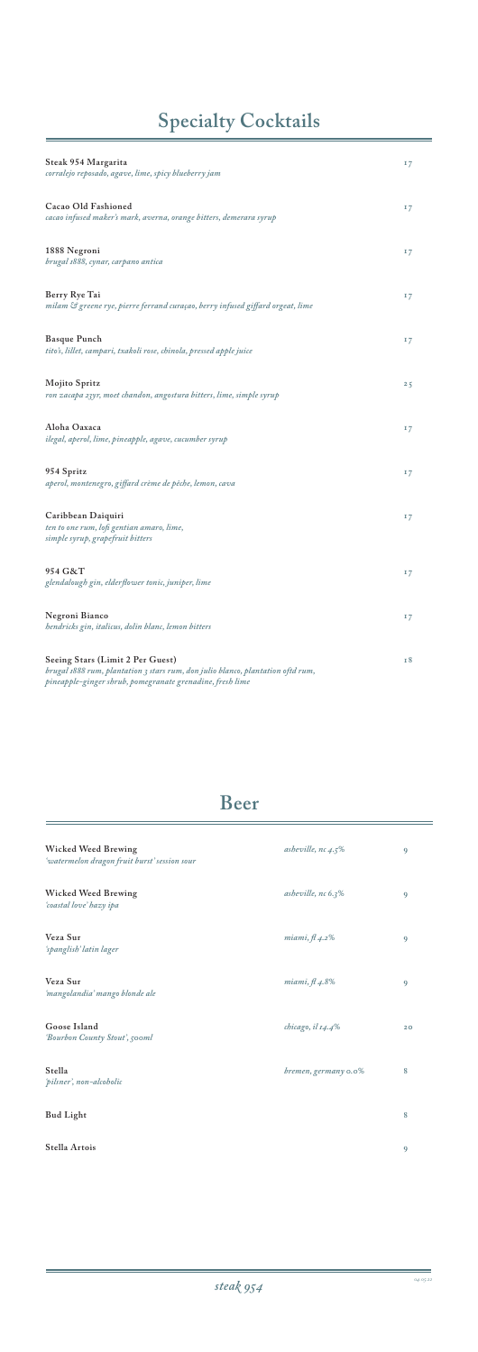# Specialty Cocktails

**Steak 954 Margarita** 17
*corralejo reposado, agave, lime, spicy blueberry jam*

**Cacao Old Fashioned** 17
*cacao infused maker's mark, averna, orange bitters, demerara syrup*

**1888 Negroni** 17
*brugal 1888, cynar, carpano antica*

**Berry Rye Tai** 17
*milam & greene rye, pierre ferrand curaçao, berry infused giffard orgeat, lime*

**Basque Punch** 17
*tito's, lillet, campari, txakoli rose, chinola, pressed apple juice*

**Mojito Spritz** 25
*ron zacapa 23yr, moet chandon, angostura bitters, lime, simple syrup*

**Aloha Oaxaca** 17
*ilegal, aperol, lime, pineapple, agave, cucumber syrup*

**954 Spritz** 17
*aperol, montenegro, giffard crème de pêche, lemon, cava*

**Caribbean Daiquiri** 17
*ten to one rum, lofi gentian amaro, lime, simple syrup, grapefruit bitters*

**954 G&T** 17
*glendalough gin, elderflower tonic, juniper, lime*

**Negroni Bianco** 17
*hendricks gin, italicus, dolin blanc, lemon bitters*

**Seeing Stars (Limit 2 Per Guest)** 18
*brugal 1888 rum, plantation 3 stars rum, don julio blanco, plantation oftd rum, pineapple-ginger shrub, pomegranate grenadine, fresh lime*

# Beer

| | | |
|---|---|---|
| **Wicked Weed Brewing** *'watermelon dragon fruit burst' session sour* | *asheville, nc 4.5%* | 9 |
| **Wicked Weed Brewing** *'coastal love' hazy ipa* | *asheville, nc 6.3%* | 9 |
| **Veza Sur** *'spanglish' latin lager* | *miami, fl 4.2%* | 9 |
| **Veza Sur** *'mangolandia' mango blonde ale* | *miami, fl 4.8%* | 9 |
| **Goose Island** *'Bourbon County Stout', 500ml* | *chicago, il 14.4%* | 20 |
| **Stella** *'pilsner', non-alcoholic* | *bremen, germany 0.0%* | 8 |
| **Bud Light** | | 8 |
| **Stella Artois** | | 9 |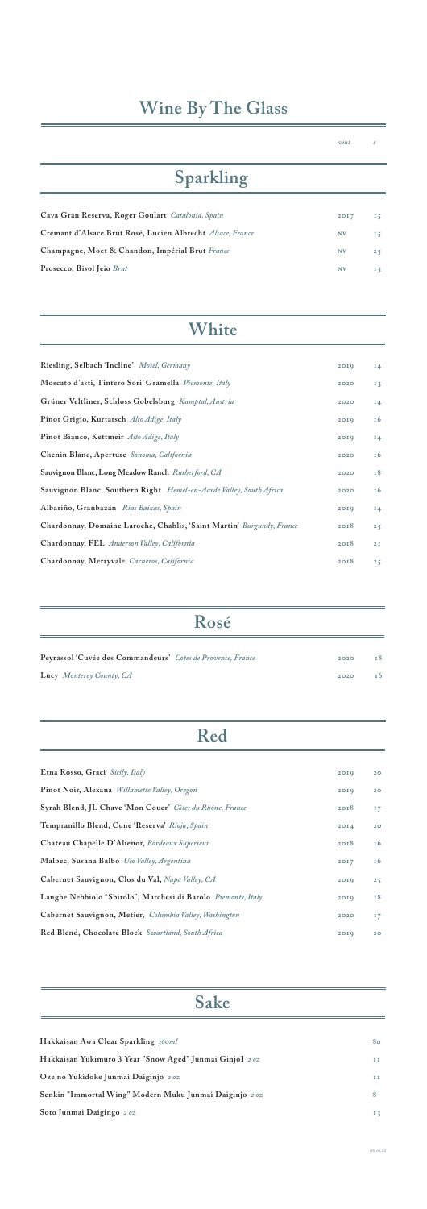# Wine By The Glass

## Sparkling

| | vint | $ |
|---|---|---|
| **Cava Gran Reserva, Roger Goulart** *Catalonia, Spain* | 2017 | 15 |
| **Crémant d'Alsace Brut Rosé, Lucien Albrecht** *Alsace, France* | NV | 15 |
| **Champagne, Moet & Chandon, Impérial Brut** *France* | NV | 25 |
| **Prosecco, Bisol Jeio** *Brut* | NV | 13 |

## White

| | | |
|---|---|---|
| **Riesling, Selbach 'Incline'** *Mosel, Germany* | 2019 | 14 |
| **Moscato d'asti, Tintero Sori' Gramella** *Piemonte, Italy* | 2020 | 13 |
| **Grüner Veltliner, Schloss Gobelsburg** *Kamptal, Austria* | 2020 | 14 |
| **Pinot Grigio, Kurtatsch** *Alto Adige, Italy* | 2019 | 16 |
| **Pinot Bianco, Kettmeir** *Alto Adige, Italy* | 2019 | 14 |
| **Chenin Blanc, Aperture** *Sonoma, California* | 2020 | 16 |
| **Sauvignon Blanc, Long Meadow Ranch** *Rutherford, CA* | 2020 | 18 |
| **Sauvignon Blanc, Southern Right** *Hemel-en-Aarde Valley, South Africa* | 2020 | 16 |
| **Albariño, Granbazán** *Rias Baixas, Spain* | 2019 | 14 |
| **Chardonnay, Domaine Laroche, Chablis, 'Saint Martin'** *Burgundy, France* | 2018 | 25 |
| **Chardonnay, FEL** *Anderson Valley, California* | 2018 | 21 |
| **Chardonnay, Merryvale** *Carneros, California* | 2018 | 25 |

## Rosé

| | | |
|---|---|---|
| **Peyrassol 'Cuvée des Commandeurs'** *Cotes de Provence, France* | 2020 | 18 |
| **Lucy** *Monterey County, CA* | 2020 | 16 |

## Red

| | | |
|---|---|---|
| **Etna Rosso, Graci** *Sicily, Italy* | 2019 | 20 |
| **Pinot Noir, Alexana** *Willamette Valley, Oregon* | 2019 | 20 |
| **Syrah Blend, JL Chave 'Mon Couer'** *Côtes du Rhône, France* | 2018 | 17 |
| **Tempranillo Blend, Cune 'Reserva'** *Rioja, Spain* | 2014 | 20 |
| **Chateau Chapelle D'Alienor,** *Bordeaux Superieur* | 2018 | 16 |
| **Malbec, Susana Balbo** *Uco Valley, Argentina* | 2017 | 16 |
| **Cabernet Sauvignon, Clos du Val,** *Napa Valley, CA* | 2019 | 25 |
| **Langhe Nebbiolo "Sbirolo", Marchesi di Barolo** *Piemonte, Italy* | 2019 | 18 |
| **Cabernet Sauvignon, Metier,** *Columbia Valley, Washington* | 2020 | 17 |
| **Red Blend, Chocolate Block** *Swartland, South Africa* | 2019 | 20 |

## Sake

| | |
|---|---|
| **Hakkaisan Awa Clear Sparkling** *360ml* | 80 |
| **Hakkaisan Yukimuro 3 Year "Snow Aged" Junmai GinjoI** *2 oz* | 11 |
| **Oze no Yukidoke Junmai Daiginjo** *2 oz* | 11 |
| **Senkin "Immortal Wing" Modern Muku Junmai Daiginjo** *2 oz* | 8 |
| **Soto Junmai Daigingo** *2 oz* | 13 |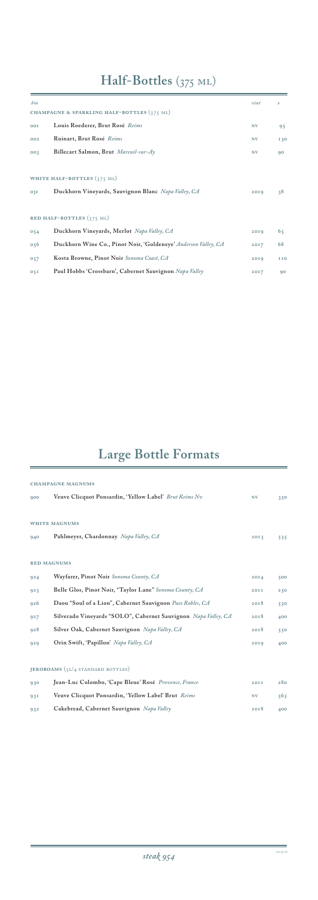# Half-Bottles (375 ML)

| bin | | vint | $ |
|---|---|---|---|
| **CHAMPAGNE & SPARKLING HALF-BOTTLES (375 ML)** | | | |
| 001 | **Louis Roederer, Brut Rosé** *Reims* | NV | 95 |
| 002 | **Ruinart, Brut Rosé** *Reims* | NV | 130 |
| 003 | **Billecart Salmon, Brut** *Mareuil-sur-Ay* | NV | 90 |
| **WHITE HALF-BOTTLES (375 ML)** | | | |
| 031 | **Duckhorn Vineyards, Sauvignon Blanc** *Napa Valley, CA* | 2019 | 38 |
| **RED HALF-BOTTLES (375 ML)** | | | |
| 054 | **Duckhorn Vineyards, Merlot** *Napa Valley, CA* | 2019 | 65 |
| 056 | **Duckhorn Wine Co., Pinot Noir, 'Goldeneye'** *Anderson Valley, CA* | 2017 | 68 |
| 057 | **Kosta Browne, Pinot Noir** *Sonoma Coast, CA* | 2019 | 110 |
| 051 | **Paul Hobbs 'Crossbarn', Cabernet Sauvignon** *Napa Valley* | 2017 | 90 |

# Large Bottle Formats

| bin | | vint | $ |
|---|---|---|---|
| **CHAMPAGNE MAGNUMS** | | | |
| 900 | **Veuve Clicquot Ponsardin, 'Yellow Label'** *Brut Reims Nv* | NV | 350 |
| **WHITE MAGNUMS** | | | |
| 940 | **Pahlmeyer, Chardonnay** *Napa Valley, CA* | 2013 | 535 |
| **RED MAGNUMS** | | | |
| 924 | **Wayfarer, Pinot Noir** *Sonoma County, CA* | 2014 | 500 |
| 925 | **Belle Glos, Pinot Noir, "Taylor Lane"** *Sonoma County, CA* | 2011 | 250 |
| 926 | **Daou "Soul of a Lion", Cabernet Sauvignon** *Paso Robles, CA* | 2018 | 550 |
| 927 | **Silverado Vineyards "SOLO", Cabernet Sauvignon** *Napa Valley, CA* | 2018 | 400 |
| 928 | **Silver Oak, Cabernet Sauvignon** *Napa Valley, CA* | 2018 | 550 |
| 929 | **Orin Swift, 'Papillon'** *Napa Valley, CA* | 2019 | 400 |
| **JEROBOAMS (3L/4 STANDARD BOTTLES)** | | | |
| 930 | **Jean-Luc Colombo, 'Cape Bleue' Rosé** *Provence, France* | 2011 | 280 |
| 931 | **Veuve Clicquot Ponsardin, 'Yellow Label' Brut** *Reims* | NV | 565 |
| 932 | **Cakebread, Cabernet Sauvignon** *Napa Valley* | 2018 | 400 |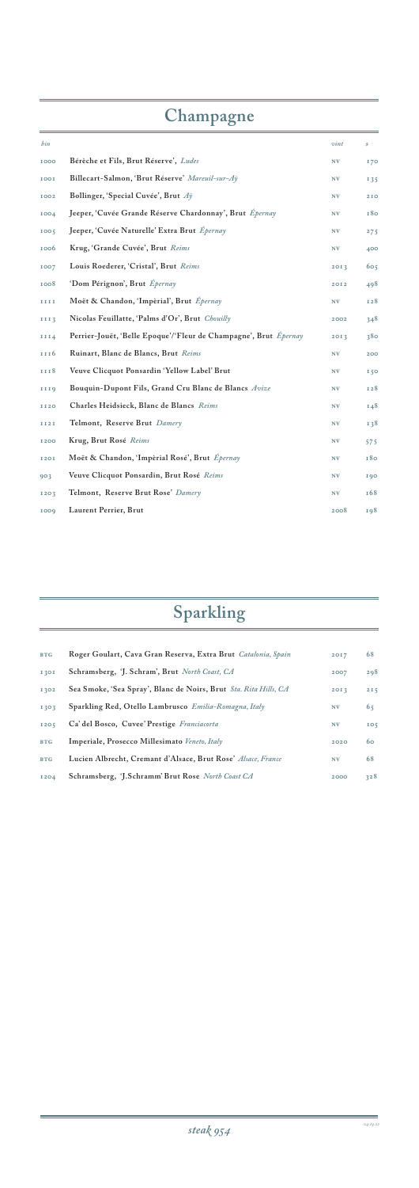# Champagne

| bin | | vint | $ |
|---|---|---|---|
| 1000 | Bérèche et Fils, Brut Réserve', *Ludes* | NV | 170 |
| 1001 | Billecart-Salmon, 'Brut Réserve' *Mareuil-sur-Aÿ* | NV | 135 |
| 1002 | Bollinger, 'Special Cuvée', Brut *Aÿ* | NV | 210 |
| 1004 | Jeeper, 'Cuvée Grande Réserve Chardonnay', Brut *Épernay* | NV | 180 |
| 1005 | Jeeper, 'Cuvée Naturelle' Extra Brut *Épernay* | NV | 275 |
| 1006 | Krug, 'Grande Cuvée', Brut *Reims* | NV | 400 |
| 1007 | Louis Roederer, 'Cristal', Brut *Reims* | 2013 | 605 |
| 1008 | 'Dom Pérignon', Brut *Épernay* | 2012 | 498 |
| 1111 | Moët & Chandon, 'Impèrial', Brut *Épernay* | NV | 128 |
| 1113 | Nicolas Feuillatte, 'Palms d'Or', Brut *Chouilly* | 2002 | 348 |
| 1114 | Perrier-Jouët, 'Belle Epoque'/'Fleur de Champagne', Brut *Épernay* | 2013 | 380 |
| 1116 | Ruinart, Blanc de Blancs, Brut *Reims* | NV | 200 |
| 1118 | Veuve Clicquot Ponsardin 'Yellow Label' Brut | NV | 150 |
| 1119 | Bouquin-Dupont Fils, Grand Cru Blanc de Blancs *Avize* | NV | 128 |
| 1120 | Charles Heidsieck, Blanc de Blancs *Reims* | NV | 148 |
| 1121 | Telmont, Reserve Brut *Damery* | NV | 138 |
| 1200 | Krug, Brut Rosé *Reims* | NV | 575 |
| 1201 | Moët & Chandon, 'Impèrial Rosé', Brut *Épernay* | NV | 180 |
| 903 | Veuve Clicquot Ponsardin, Brut Rosé *Reims* | NV | 190 |
| 1203 | Telmont, Reserve Brut Rose' *Damery* | NV | 168 |
| 1009 | Laurent Perrier, Brut | 2008 | 198 |

# Sparkling

| bin | | vint | $ |
|---|---|---|---|
| BTG | Roger Goulart, Cava Gran Reserva, Extra Brut *Catalonia, Spain* | 2017 | 68 |
| 1301 | Schramsberg, 'J. Schram', Brut *North Coast, CA* | 2007 | 298 |
| 1302 | Sea Smoke, 'Sea Spray', Blanc de Noirs, Brut *Sta. Rita Hills, CA* | 2013 | 215 |
| 1303 | Sparkling Red, Otello Lambrusco *Emilia-Romagna, Italy* | NV | 65 |
| 1205 | Ca' del Bosco, Cuvee' Prestige *Franciacorta* | NV | 105 |
| BTG | Imperiale, Prosecco Millesimato *Veneto, Italy* | 2020 | 60 |
| BTG | Lucien Albrecht, Cremant d'Alsace, Brut Rose' *Alsace, France* | NV | 68 |
| 1204 | Schramsberg, 'J.Schramm' Brut Rose *North Coast CA* | 2000 | 328 |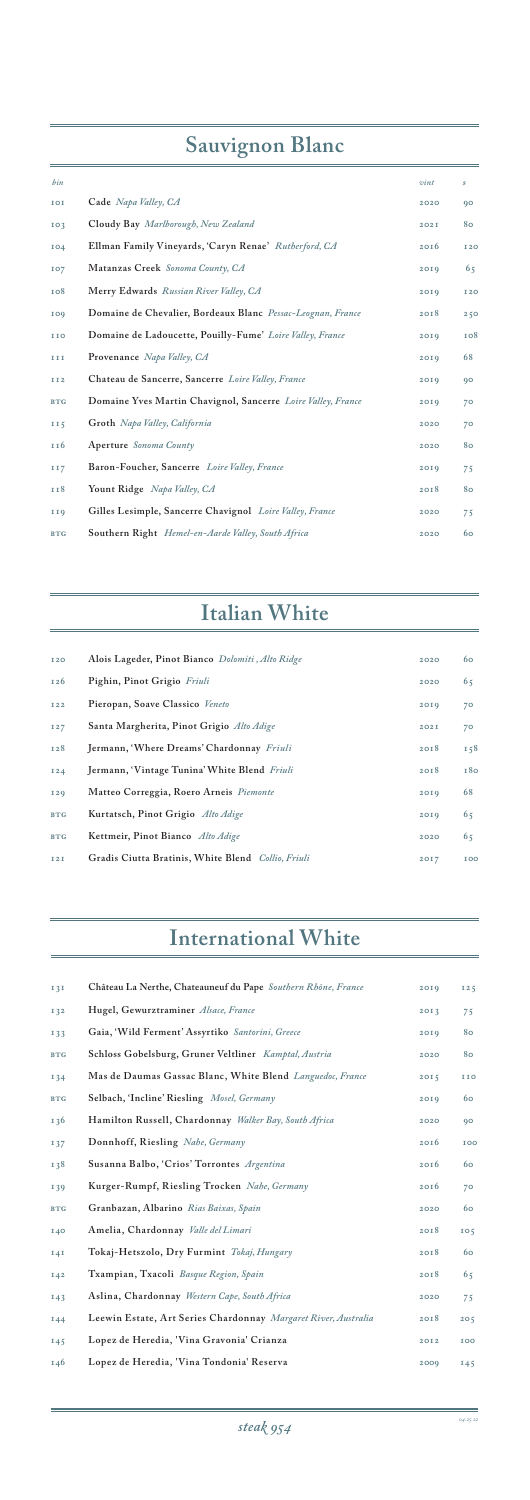## Sauvignon Blanc

| bin | | vint | $ |
|---|---|---|---|
| 101 | **Cade** *Napa Valley, CA* | 2020 | 90 |
| 103 | **Cloudy Bay** *Marlborough, New Zealand* | 2021 | 80 |
| 104 | **Ellman Family Vineyards, 'Caryn Renae'** *Rutherford, CA* | 2016 | 120 |
| 107 | **Matanzas Creek** *Sonoma County, CA* | 2019 | 65 |
| 108 | **Merry Edwards** *Russian River Valley, CA* | 2019 | 120 |
| 109 | **Domaine de Chevalier, Bordeaux Blanc** *Pessac-Leognan, France* | 2018 | 250 |
| 110 | **Domaine de Ladoucette, Pouilly-Fume'** *Loire Valley, France* | 2019 | 108 |
| 111 | **Provenance** *Napa Valley, CA* | 2019 | 68 |
| 112 | **Chateau de Sancerre, Sancerre** *Loire Valley, France* | 2019 | 90 |
| BTG | **Domaine Yves Martin Chavignol, Sancerre** *Loire Valley, France* | 2019 | 70 |
| 115 | **Groth** *Napa Valley, California* | 2020 | 70 |
| 116 | **Aperture** *Sonoma County* | 2020 | 80 |
| 117 | **Baron-Foucher, Sancerre** *Loire Valley, France* | 2019 | 75 |
| 118 | **Yount Ridge** *Napa Valley, CA* | 2018 | 80 |
| 119 | **Gilles Lesimple, Sancerre Chavignol** *Loire Valley, France* | 2020 | 75 |
| BTG | **Southern Right** *Hemel-en-Aarde Valley, South Africa* | 2020 | 60 |

## Italian White

| bin | | vint | $ |
|---|---|---|---|
| 120 | **Alois Lageder, Pinot Bianco** *Dolomiti , Alto Ridge* | 2020 | 60 |
| 126 | **Pighin, Pinot Grigio** *Friuli* | 2020 | 65 |
| 122 | **Pieropan, Soave Classico** *Veneto* | 2019 | 70 |
| 127 | **Santa Margherita, Pinot Grigio** *Alto Adige* | 2021 | 70 |
| 128 | **Jermann, 'Where Dreams' Chardonnay** *Friuli* | 2018 | 158 |
| 124 | **Jermann, 'Vintage Tunina' White Blend** *Friuli* | 2018 | 180 |
| 129 | **Matteo Correggia, Roero Arneis** *Piemonte* | 2019 | 68 |
| BTG | **Kurtatsch, Pinot Grigio** *Alto Adige* | 2019 | 65 |
| BTG | **Kettmeir, Pinot Bianco** *Alto Adige* | 2020 | 65 |
| 121 | **Gradis Ciutta Bratinis, White Blend** *Collio, Friuli* | 2017 | 100 |

## International White

| bin | | vint | $ |
|---|---|---|---|
| 131 | **Château La Nerthe, Chateauneuf du Pape** *Southern Rhône, France* | 2019 | 125 |
| 132 | **Hugel, Gewurztraminer** *Alsace, France* | 2013 | 75 |
| 133 | **Gaia, 'Wild Ferment' Assyrtiko** *Santorini, Greece* | 2019 | 80 |
| BTG | **Schloss Gobelsburg, Gruner Veltliner** *Kamptal, Austria* | 2020 | 80 |
| 134 | **Mas de Daumas Gassac Blanc, White Blend** *Languedoc, France* | 2015 | 110 |
| BTG | **Selbach, 'Incline' Riesling** *Mosel, Germany* | 2019 | 60 |
| 136 | **Hamilton Russell, Chardonnay** *Walker Bay, South Africa* | 2020 | 90 |
| 137 | **Donnhoff, Riesling** *Nahe, Germany* | 2016 | 100 |
| 138 | **Susanna Balbo, 'Crios' Torrontes** *Argentina* | 2016 | 60 |
| 139 | **Kurger-Rumpf, Riesling Trocken** *Nahe, Germany* | 2016 | 70 |
| BTG | **Granbazan, Albarino** *Rias Baixas, Spain* | 2020 | 60 |
| 140 | **Amelia, Chardonnay** *Valle del Limari* | 2018 | 105 |
| 141 | **Tokaj-Hetszolo, Dry Furmint** *Tokaj, Hungary* | 2018 | 60 |
| 142 | **Txampian, Txacoli** *Basque Region, Spain* | 2018 | 65 |
| 143 | **Aslina, Chardonnay** *Western Cape, South Africa* | 2020 | 75 |
| 144 | **Leewin Estate, Art Series Chardonnay** *Margaret River, Australia* | 2018 | 205 |
| 145 | **Lopez de Heredia, 'Vina Gravonia' Crianza** | 2012 | 100 |
| 146 | **Lopez de Heredia, 'Vina Tondonia' Reserva** | 2009 | 145 |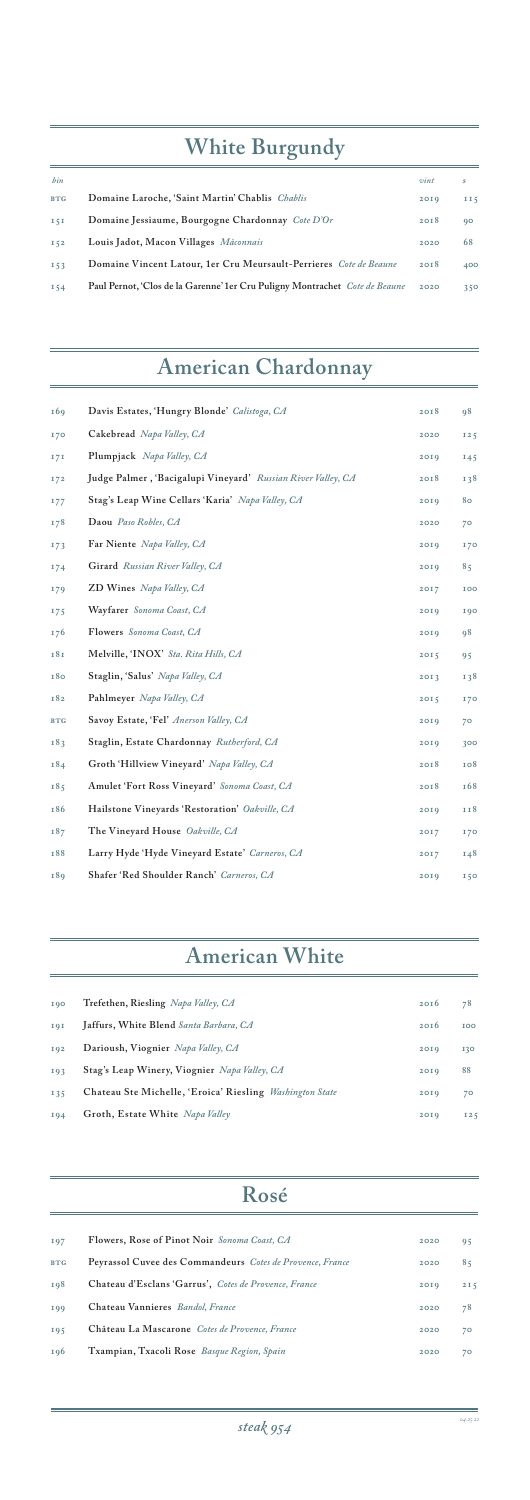# White Burgundy

| bin | | vint | $ |
|---|---|---|---|
| BTG | **Domaine Laroche, 'Saint Martin' Chablis** *Chablis* | 2019 | 115 |
| 151 | **Domaine Jessiaume, Bourgogne Chardonnay** *Cote D'Or* | 2018 | 90 |
| 152 | **Louis Jadot, Macon Villages** *Mâconnais* | 2020 | 68 |
| 153 | **Domaine Vincent Latour, 1er Cru Meursault-Perrieres** *Cote de Beaune* | 2018 | 400 |
| 154 | **Paul Pernot, 'Clos de la Garenne' 1er Cru Puligny Montrachet** *Cote de Beaune* | 2020 | 350 |

# American Chardonnay

| bin | | vint | $ |
|---|---|---|---|
| 169 | **Davis Estates, 'Hungry Blonde'** *Calistoga, CA* | 2018 | 98 |
| 170 | **Cakebread** *Napa Valley, CA* | 2020 | 125 |
| 171 | **Plumpjack** *Napa Valley, CA* | 2019 | 145 |
| 172 | **Judge Palmer , 'Bacigalupi Vineyard'** *Russian River Valley, CA* | 2018 | 138 |
| 177 | **Stag's Leap Wine Cellars 'Karia'** *Napa Valley, CA* | 2019 | 80 |
| 178 | **Daou** *Paso Robles, CA* | 2020 | 70 |
| 173 | **Far Niente** *Napa Valley, CA* | 2019 | 170 |
| 174 | **Girard** *Russian River Valley, CA* | 2019 | 85 |
| 179 | **ZD Wines** *Napa Valley, CA* | 2017 | 100 |
| 175 | **Wayfarer** *Sonoma Coast, CA* | 2019 | 190 |
| 176 | **Flowers** *Sonoma Coast, CA* | 2019 | 98 |
| 181 | **Melville, 'INOX'** *Sta. Rita Hills, CA* | 2015 | 95 |
| 180 | **Staglin, 'Salus'** *Napa Valley, CA* | 2013 | 138 |
| 182 | **Pahlmeyer** *Napa Valley, CA* | 2015 | 170 |
| BTG | **Savoy Estate, 'Fel'** *Anerson Valley, CA* | 2019 | 70 |
| 183 | **Staglin, Estate Chardonnay** *Rutherford, CA* | 2019 | 300 |
| 184 | **Groth 'Hillview Vineyard'** *Napa Valley, CA* | 2018 | 108 |
| 185 | **Amulet 'Fort Ross Vineyard'** *Sonoma Coast, CA* | 2018 | 168 |
| 186 | **Hailstone Vineyards 'Restoration'** *Oakville, CA* | 2019 | 118 |
| 187 | **The Vineyard House** *Oakville, CA* | 2017 | 170 |
| 188 | **Larry Hyde 'Hyde Vineyard Estate'** *Carneros, CA* | 2017 | 148 |
| 189 | **Shafer 'Red Shoulder Ranch'** *Carneros, CA* | 2019 | 150 |

# American White

| bin | | vint | $ |
|---|---|---|---|
| 190 | **Trefethen, Riesling** *Napa Valley, CA* | 2016 | 78 |
| 191 | **Jaffurs, White Blend** *Santa Barbara, CA* | 2016 | 100 |
| 192 | **Darioush, Viognier** *Napa Valley, CA* | 2019 | 130 |
| 193 | **Stag's Leap Winery, Viognier** *Napa Valley, CA* | 2019 | 88 |
| 135 | **Chateau Ste Michelle, 'Eroica' Riesling** *Washington State* | 2019 | 70 |
| 194 | **Groth, Estate White** *Napa Valley* | 2019 | 125 |

# Rosé

| bin | | vint | $ |
|---|---|---|---|
| 197 | **Flowers, Rose of Pinot Noir** *Sonoma Coast, CA* | 2020 | 95 |
| BTG | **Peyrassol Cuvee des Commandeurs** *Cotes de Provence, France* | 2020 | 85 |
| 198 | **Chateau d'Esclans 'Garrus',** *Cotes de Provence, France* | 2019 | 215 |
| 199 | **Chateau Vannieres** *Bandol, France* | 2020 | 78 |
| 195 | **Château La Mascarone** *Cotes de Provence, France* | 2020 | 70 |
| 196 | **Txampian, Txacoli Rose** *Basque Region, Spain* | 2020 | 70 |

*steak 954*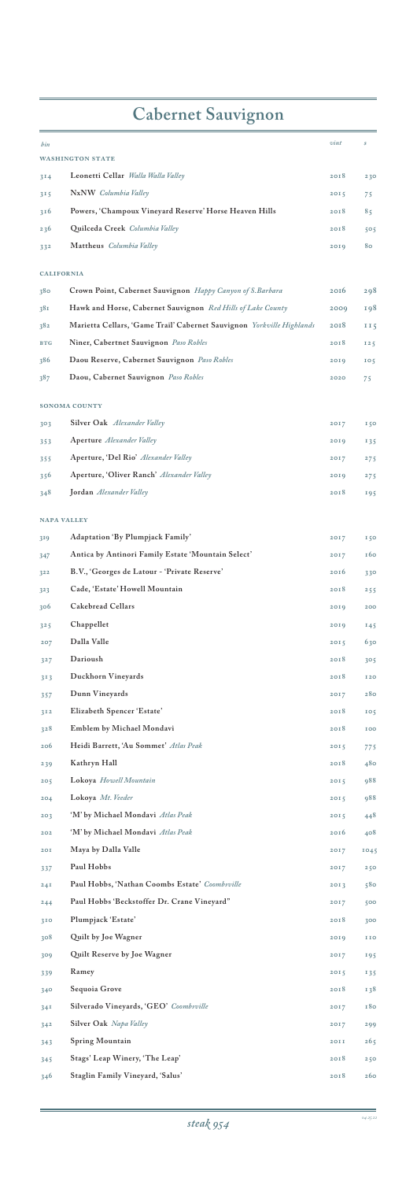# Cabernet Sauvignon

| bin | | vint | $ |
|---|---|---|---|
| **WASHINGTON STATE** | | | |
| 314 | **Leonetti Cellar** *Walla Walla Valley* | 2018 | 230 |
| 315 | **NxNW** *Columbia Valley* | 2015 | 75 |
| 316 | **Powers, 'Champoux Vineyard Reserve' Horse Heaven Hills** | 2018 | 85 |
| 236 | **Quilceda Creek** *Columbia Valley* | 2018 | 505 |
| 332 | **Mattheus** *Columbia Valley* | 2019 | 80 |
| **CALIFORNIA** | | | |
| 380 | **Crown Point, Cabernet Sauvignon** *Happy Canyon of S.Barbara* | 2016 | 298 |
| 381 | **Hawk and Horse, Cabernet Sauvignon** *Red Hills of Lake County* | 2009 | 198 |
| 382 | **Marietta Cellars, 'Game Trail' Cabernet Sauvignon** *Yorkville Highlands* | 2018 | 115 |
| BTG | **Niner, Cabertnet Sauvignon** *Paso Robles* | 2018 | 125 |
| 386 | **Daou Reserve, Cabernet Sauvignon** *Paso Robles* | 2019 | 105 |
| 387 | **Daou, Cabernet Sauvignon** *Paso Robles* | 2020 | 75 |
| **SONOMA COUNTY** | | | |
| 303 | **Silver Oak** *Alexander Valley* | 2017 | 150 |
| 353 | **Aperture** *Alexander Valley* | 2019 | 135 |
| 355 | **Aperture, 'Del Rio'** *Alexander Valley* | 2017 | 275 |
| 356 | **Aperture, 'Oliver Ranch'** *Alexander Valley* | 2019 | 275 |
| 348 | **Jordan** *Alexander Valley* | 2018 | 195 |
| **NAPA VALLEY** | | | |
| 319 | **Adaptation 'By Plumpjack Family'** | 2017 | 150 |
| 347 | **Antica by Antinori Family Estate 'Mountain Select'** | 2017 | 160 |
| 322 | **B.V., 'Georges de Latour - 'Private Reserve'** | 2016 | 330 |
| 323 | **Cade, 'Estate' Howell Mountain** | 2018 | 255 |
| 306 | **Cakebread Cellars** | 2019 | 200 |
| 325 | **Chappellet** | 2019 | 145 |
| 207 | **Dalla Valle** | 2015 | 630 |
| 327 | **Darioush** | 2018 | 305 |
| 313 | **Duckhorn Vineyards** | 2018 | 120 |
| 357 | **Dunn Vineyards** | 2017 | 280 |
| 312 | **Elizabeth Spencer 'Estate'** | 2018 | 105 |
| 328 | **Emblem by Michael Mondavi** | 2018 | 100 |
| 206 | **Heidi Barrett, 'Au Sommet'** *Atlas Peak* | 2015 | 775 |
| 239 | **Kathryn Hall** | 2018 | 480 |
| 205 | **Lokoya** *Howell Mountain* | 2015 | 988 |
| 204 | **Lokoya** *Mt. Veeder* | 2015 | 988 |
| 203 | **'M' by Michael Mondavi** *Atlas Peak* | 2015 | 448 |
| 202 | **'M' by Michael Mondavi** *Atlas Peak* | 2016 | 408 |
| 201 | **Maya by Dalla Valle** | 2017 | 1045 |
| 337 | **Paul Hobbs** | 2017 | 250 |
| 241 | **Paul Hobbs, 'Nathan Coombs Estate'** *Coombsville* | 2013 | 580 |
| 244 | **Paul Hobbs 'Beckstoffer Dr. Crane Vineyard"** | 2017 | 500 |
| 310 | **Plumpjack 'Estate'** | 2018 | 300 |
| 308 | **Quilt by Joe Wagner** | 2019 | 110 |
| 309 | **Quilt Reserve by Joe Wagner** | 2017 | 195 |
| 339 | **Ramey** | 2015 | 135 |
| 340 | **Sequoia Grove** | 2018 | 138 |
| 341 | **Silverado Vineyards, 'GEO'** *Coombsville* | 2017 | 180 |
| 342 | **Silver Oak** *Napa Valley* | 2017 | 299 |
| 343 | **Spring Mountain** | 2011 | 265 |
| 345 | **Stags' Leap Winery, 'The Leap'** | 2018 | 250 |
| 346 | **Staglin Family Vineyard, 'Salus'** | 2018 | 260 |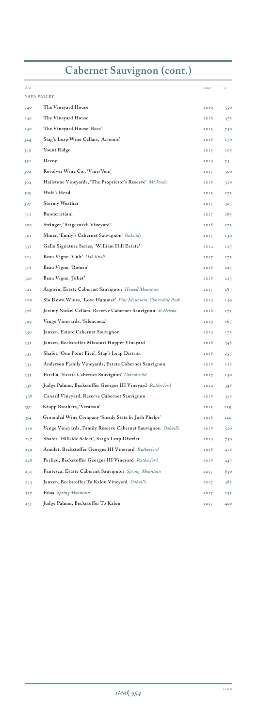# Cabernet Sauvignon (cont.)

| *bin* | | *vint* | *$* |
|---|---|---|---|
| **NAPA VALLEY** | | | |
| 240 | **The Vineyard House** | 2010 | 550 |
| 249 | **The Vineyard House** | 2016 | 475 |
| 250 | **The Vineyard House 'Boss'** | 2015 | 750 |
| 344 | **Stag's Leap Wine Cellars, 'Artemis'** | 2018 | 170 |
| 349 | **Yount Ridge** | 2015 | 205 |
| 350 | **Decoy** | 2019 | 75 |
| 302 | **Revolver Wine Co., 'Vine/Vein'** | 2017 | 300 |
| 304 | **Hailstone Vineyards, 'The Proprietor's Reserve'** *Mt.Veeder* | 2016 | 320 |
| 305 | **Wolf's Head** | 2015 | 175 |
| 307 | **Stormy Weather** | 2017 | 305 |
| 311 | **Buoncristiani** | 2017 | 285 |
| 300 | **Stringer, 'Stagecoach Vineyard'** | 2018 | 175 |
| 301 | **Miner, 'Emily's Cabernet Sauvignon'** *Oakville* | 2017 | 130 |
| 351 | **Gallo Signature Series, 'William Hill Estate'** | 2014 | 125 |
| 324 | **Beau Vigne, 'Cult'** *Oak Knoll* | 2017 | 175 |
| 318 | **Beau Vigne, 'Romeo'** | 2018 | 225 |
| 320 | **Beau Vigne, 'Juliet'** | 2018 | 225 |
| 321 | **Angwin, Estate Cabernet Sauvignon** *Howell Mountain* | 2017 | 285 |
| BTG | **Slo Down Wines, 'Love Hammer'** *Pine Mountain-Cloverdale Peak* | 2019 | 150 |
| 326 | **Jeremy Nickel Cellars, Reserve Cabernet Sauvignon** *St.Helena* | 2016 | 175 |
| 329 | **Venge Vineyards, 'Silencieux'** | 2019 | 165 |
| 330 | **Janzen, Estate Cabernet Sauvignon** | 2019 | 175 |
| 331 | **Janzen, Beckstoffer Missouri Hopper Vineyard** | 2018 | 348 |
| 333 | **Shafer, 'One Point Five', Stag's Leap District** | 2018 | 255 |
| 334 | **Anderson Family Vineyards, Estate Cabernet Sauvignon** | 2018 | 125 |
| 335 | **Farella, 'Estate Cabernet Sauvignon'** *Coombsville* | 2017 | 150 |
| 336 | **Judge Palmer, Beckstoffer Georges III Vineyard** *Rutherford* | 2014 | 348 |
| 338 | **Canard Vineyard, Reserve Cabernet Sauvignon** | 2018 | 325 |
| 352 | **Krupp Brothers, 'Veraison'** | 2015 | 259 |
| 354 | **Grounded Wine Company 'Steady State by Josh Phelps'** | 2016 | 140 |
| 210 | **Venge Vineyards, Family Reserve Cabernet Sauvignon** *Oakville* | 2018 | 520 |
| 247 | **Shafer, 'Hillside Select', Stag's Leap District** | 2019 | 750 |
| 229 | **Amulet, Beckstoffer Georges III Vineyard** *Rutherford* | 2018 | 418 |
| 248 | **Perlieu, Beckstoffer Georges III Vineyard** *Rutherford* | 2018 | 445 |
| 231 | **Fantesca, Estate Cabernet Sauvignon** *Spring Mountain* | 2017 | 630 |
| 243 | **Janzen, Beckstoffer To Kalon Vineyard** *Oakville* | 2017 | 485 |
| 317 | **Frias** *Spring Mountain* | 2017 | 235 |
| 257 | **Judge Palmer, Beckstoffer To Kalon** | 2017 | 400 |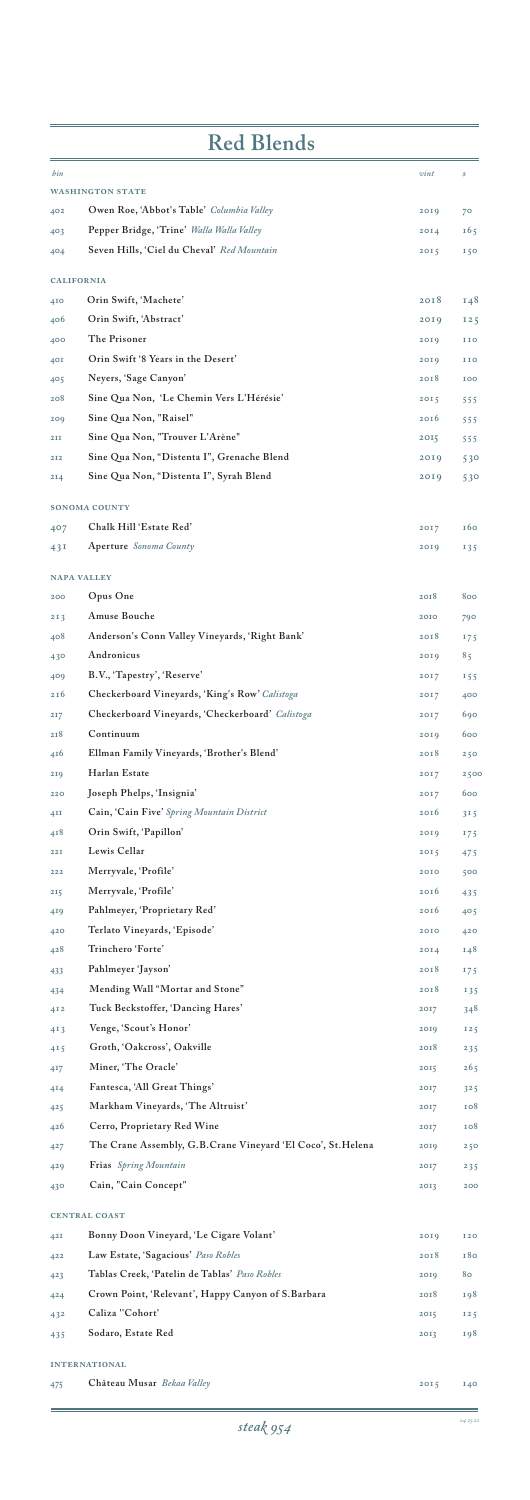# Red Blends

| bin | | vint | $ |
|---|---|---|---|
| **WASHINGTON STATE** | | | |
| 402 | **Owen Roe, 'Abbot's Table'** *Columbia Valley* | 2019 | 70 |
| 403 | **Pepper Bridge, 'Trine'** *Walla Walla Valley* | 2014 | 165 |
| 404 | **Seven Hills, 'Ciel du Cheval'** *Red Mountain* | 2015 | 150 |
| **CALIFORNIA** | | | |
| 410 | **Orin Swift, 'Machete'** | 2018 | 148 |
| 406 | **Orin Swift, 'Abstract'** | 2019 | 125 |
| 400 | **The Prisoner** | 2019 | 110 |
| 401 | **Orin Swift '8 Years in the Desert'** | 2019 | 110 |
| 405 | **Neyers, 'Sage Canyon'** | 2018 | 100 |
| 208 | **Sine Qua Non, 'Le Chemin Vers L'Hérésie'** | 2015 | 555 |
| 209 | **Sine Qua Non, "Raisel"** | 2016 | 555 |
| 211 | **Sine Qua Non, "Trouver L'Arène"** | 2015 | 555 |
| 212 | **Sine Qua Non, "Distenta I", Grenache Blend** | 2019 | 530 |
| 214 | **Sine Qua Non, "Distenta I", Syrah Blend** | 2019 | 530 |
| **SONOMA COUNTY** | | | |
| 407 | **Chalk Hill 'Estate Red'** | 2017 | 160 |
| 431 | **Aperture** *Sonoma County* | 2019 | 135 |
| **NAPA VALLEY** | | | |
| 200 | **Opus One** | 2018 | 800 |
| 213 | **Amuse Bouche** | 2010 | 790 |
| 408 | **Anderson's Conn Valley Vineyards, 'Right Bank'** | 2018 | 175 |
| 430 | **Andronicus** | 2019 | 85 |
| 409 | **B.V., 'Tapestry', 'Reserve'** | 2017 | 155 |
| 216 | **Checkerboard Vineyards, 'King's Row'** *Calistoga* | 2017 | 400 |
| 217 | **Checkerboard Vineyards, 'Checkerboard'** *Calistoga* | 2017 | 690 |
| 218 | **Continuum** | 2019 | 600 |
| 416 | **Ellman Family Vineyards, 'Brother's Blend'** | 2018 | 250 |
| 219 | **Harlan Estate** | 2017 | 2500 |
| 220 | **Joseph Phelps, 'Insignia'** | 2017 | 600 |
| 411 | **Cain, 'Cain Five'** *Spring Mountain District* | 2016 | 315 |
| 418 | **Orin Swift, 'Papillon'** | 2019 | 175 |
| 221 | **Lewis Cellar** | 2015 | 475 |
| 222 | **Merryvale, 'Profile'** | 2010 | 500 |
| 215 | **Merryvale, 'Profile'** | 2016 | 435 |
| 419 | **Pahlmeyer, 'Proprietary Red'** | 2016 | 405 |
| 420 | **Terlato Vineyards, 'Episode'** | 2010 | 420 |
| 428 | **Trinchero 'Forte'** | 2014 | 148 |
| 433 | **Pahlmeyer 'Jayson'** | 2018 | 175 |
| 434 | **Mending Wall "Mortar and Stone"** | 2018 | 135 |
| 412 | **Tuck Beckstoffer, 'Dancing Hares'** | 2017 | 348 |
| 413 | **Venge, 'Scout's Honor'** | 2019 | 125 |
| 415 | **Groth, 'Oakcross', Oakville** | 2018 | 235 |
| 417 | **Miner, 'The Oracle'** | 2015 | 265 |
| 414 | **Fantesca, 'All Great Things'** | 2017 | 325 |
| 425 | **Markham Vineyards, 'The Altruist'** | 2017 | 108 |
| 426 | **Cerro, Proprietary Red Wine** | 2017 | 108 |
| 427 | **The Crane Assembly, G.B.Crane Vineyard 'El Coco', St.Helena** | 2019 | 250 |
| 429 | **Frias** *Spring Mountain* | 2017 | 235 |
| 430 | **Cain, "Cain Concept"** | 2013 | 200 |
| **CENTRAL COAST** | | | |
| 421 | **Bonny Doon Vineyard, 'Le Cigare Volant'** | 2019 | 120 |
| 422 | **Law Estate, 'Sagacious'** *Paso Robles* | 2018 | 180 |
| 423 | **Tablas Creek, 'Patelin de Tablas'** *Paso Robles* | 2019 | 80 |
| 424 | **Crown Point, 'Relevant', Happy Canyon of S.Barbara** | 2018 | 198 |
| 432 | **Caliza "Cohort'** | 2015 | 125 |
| 435 | **Sodaro, Estate Red** | 2013 | 198 |
| **INTERNATIONAL** | | | |
| 475 | **Château Musar** *Bekaa Valley* | 2015 | 140 |

*steak 954*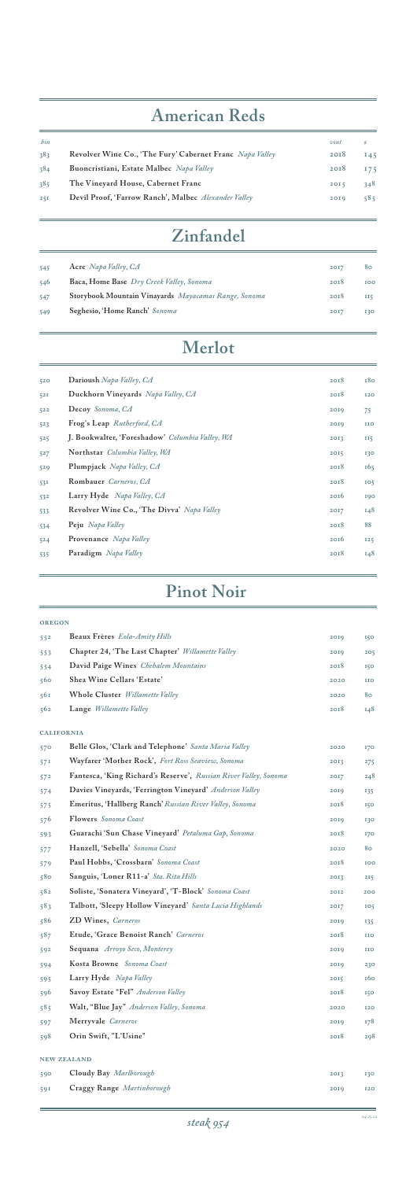## American Reds

| bin | | vint | $ |
|---|---|---|---|
| 383 | **Revolver Wine Co., 'The Fury' Cabernet Franc** *Napa Valley* | 2018 | 145 |
| 384 | **Buoncristiani, Estate Malbec** *Napa Valley* | 2018 | 175 |
| 385 | **The Vineyard House, Cabernet Franc** | 2015 | 348 |
| 251 | **Devil Proof, 'Farrow Ranch', Malbec** *Alexander Valley* | 2019 | 585 |

## Zinfandel

| | | | |
|---|---|---|---|
| 545 | **Acre** *Napa Valley, CA* | 2017 | 80 |
| 546 | **Baca, Home Base** *Dry Creek Valley, Sonoma* | 2018 | 100 |
| 547 | **Storybook Mountain Vinayards** *Mayacamas Range, Sonoma* | 2018 | 115 |
| 549 | **Seghesio, 'Home Ranch'** *Sonoma* | 2017 | 130 |

## Merlot

| | | | |
|---|---|---|---|
| 520 | **Darioush** *Napa Valley, CA* | 2018 | 180 |
| 521 | **Duckhorn Vineyards** *Napa Valley, CA* | 2018 | 120 |
| 522 | **Decoy** *Sonoma, CA* | 2019 | 75 |
| 523 | **Frog's Leap** *Rutherford, CA* | 2019 | 110 |
| 525 | **J. Bookwalter, 'Foreshadow'** *Columbia Valley, WA* | 2013 | 115 |
| 527 | **Northstar** *Columbia Valley, WA* | 2015 | 130 |
| 529 | **Plumpjack** *Napa Valley, CA* | 2018 | 165 |
| 531 | **Rombauer** *Carneros, CA* | 2018 | 105 |
| 532 | **Larry Hyde** *Napa Valley, CA* | 2016 | 190 |
| 533 | **Revolver Wine Co., 'The Divva'** *Napa Valley* | 2017 | 148 |
| 534 | **Peju** *Napa Valley* | 2018 | 88 |
| 524 | **Provenance** *Napa Valley* | 2016 | 125 |
| 535 | **Paradigm** *Napa Valley* | 2018 | 148 |

## Pinot Noir

**OREGON**

| | | | |
|---|---|---|---|
| 552 | **Beaux Frères** *Eola-Amity Hills* | 2019 | 150 |
| 553 | **Chapter 24, 'The Last Chapter'** *Willamette Valley* | 2019 | 205 |
| 554 | **David Paige Wines** *Chehalem Mountains* | 2018 | 150 |
| 560 | **Shea Wine Cellars 'Estate'** | 2020 | 110 |
| 561 | **Whole Cluster** *Willamette Valley* | 2020 | 80 |
| 562 | **Lange** *Willamette Valley* | 2018 | 148 |

**CALIFORNIA**

| | | | |
|---|---|---|---|
| 570 | **Belle Glos, 'Clark and Telephone'** *Santa Maria Valley* | 2020 | 170 |
| 571 | **Wayfarer 'Mother Rock',** *Fort Ross Seaview, Sonoma* | 2013 | 275 |
| 572 | **Fantesca, 'King Richard's Reserve',** *Russian River Valley, Sonoma* | 2017 | 248 |
| 574 | **Davies Vineyards, 'Ferrington Vineyard'** *Anderson Valley* | 2019 | 135 |
| 575 | **Emeritus, 'Hallberg Ranch'** *Russian River Valley, Sonoma* | 2018 | 150 |
| 576 | **Flowers** *Sonoma Coast* | 2019 | 130 |
| 593 | **Guarachi 'Sun Chase Vineyard'** *Petaluma Gap, Sonoma* | 2018 | 170 |
| 577 | **Hanzell, 'Sebella'** *Sonoma Coast* | 2020 | 80 |
| 579 | **Paul Hobbs, 'Crossbarn'** *Sonoma Coast* | 2018 | 100 |
| 580 | **Sanguis, 'Loner R11-a'** *Sta. Rita Hills* | 2013 | 215 |
| 582 | **Soliste, 'Sonatera Vineyard', 'T-Block'** *Sonoma Coast* | 2012 | 200 |
| 583 | **Talbott, 'Sleepy Hollow Vineyard'** *Santa Lucia Highlands* | 2017 | 105 |
| 586 | **ZD Wines,** *Carneros* | 2019 | 135 |
| 587 | **Etude, 'Grace Benoist Ranch'** *Carneros* | 2018 | 110 |
| 592 | **Sequana** *Arroyo Seco, Monterey* | 2019 | 110 |
| 594 | **Kosta Browne** *Sonoma Coast* | 2019 | 230 |
| 595 | **Larry Hyde** *Napa Valley* | 2015 | 160 |
| 596 | **Savoy Estate "Fel"** *Anderson Valley* | 2018 | 150 |
| 585 | **Walt, "Blue Jay"** *Anderson Valley, Sonoma* | 2020 | 120 |
| 597 | **Merryvale** *Carneros* | 2019 | 178 |
| 598 | **Orin Swift, "L'Usine"** | 2018 | 298 |

**NEW ZEALAND**

| | | | |
|---|---|---|---|
| 590 | **Cloudy Bay** *Marlborough* | 2013 | 130 |
| 591 | **Craggy Range** *Martinborough* | 2019 | 120 |

*steak 954*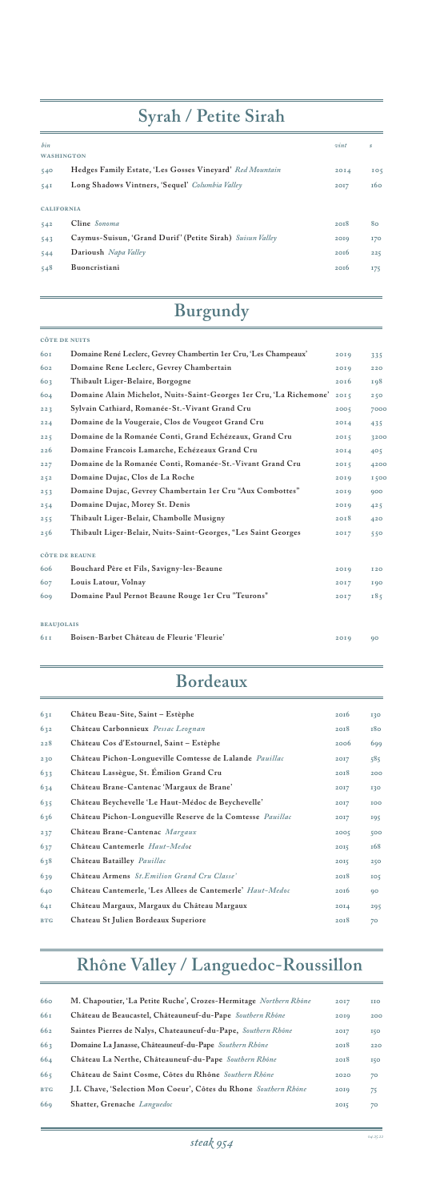## Syrah / Petite Sirah

| *bin* | | *vint* | *$* |
|---|---|---|---|
| **WASHINGTON** | | | |
| 540 | Hedges Family Estate, 'Les Gosses Vineyard' *Red Mountain* | 2014 | 105 |
| 541 | Long Shadows Vintners, 'Sequel' *Columbia Valley* | 2017 | 160 |
| **CALIFORNIA** | | | |
| 542 | Cline *Sonoma* | 2018 | 80 |
| 543 | Caymus-Suisun, 'Grand Durif' (Petite Sirah) *Suisun Valley* | 2019 | 170 |
| 544 | Darioush *Napa Valley* | 2016 | 225 |
| 548 | Buoncristiani | 2016 | 175 |

## Burgundy

| | | | |
|---|---|---|---|
| **CÔTE DE NUITS** | | | |
| 601 | Domaine René Leclerc, Gevrey Chambertin 1er Cru, 'Les Champeaux' | 2019 | 335 |
| 602 | Domaine Rene Leclerc, Gevrey Chambertin | 2019 | 220 |
| 603 | Thibault Liger-Belaire, Borgogne | 2016 | 198 |
| 604 | Domaine Alain Michelot, Nuits-Saint-Georges 1er Cru, 'La Richemone' | 2015 | 250 |
| 223 | Sylvain Cathiard, Romanée-St.-Vivant Grand Cru | 2005 | 7000 |
| 224 | Domaine de la Vougeraie, Clos de Vougeot Grand Cru | 2014 | 435 |
| 225 | Domaine de la Romanée Conti, Grand Echézeaux, Grand Cru | 2015 | 3200 |
| 226 | Domaine Francois Lamarche, Echézeaux Grand Cru | 2014 | 405 |
| 227 | Domaine de la Romanée Conti, Romanée-St.-Vivant Grand Cru | 2015 | 4200 |
| 252 | Domaine Dujac, Clos de La Roche | 2019 | 1500 |
| 253 | Domaine Dujac, Gevrey Chambertin 1er Cru "Aux Combottes" | 2019 | 900 |
| 254 | Domaine Dujac, Morey St. Denis | 2019 | 425 |
| 255 | Thibault Liger-Belair, Chambolle Musigny | 2018 | 420 |
| 256 | Thibault Liger-Belair, Nuits-Saint-Georges, "Les Saint Georges | 2017 | 550 |
| **CÔTE DE BEAUNE** | | | |
| 606 | Bouchard Père et Fils, Savigny-les-Beaune | 2019 | 120 |
| 607 | Louis Latour, Volnay | 2017 | 190 |
| 609 | Domaine Paul Pernot Beaune Rouge 1er Cru "Teurons" | 2017 | 185 |
| **BEAUJOLAIS** | | | |
| 611 | Boisen-Barbet Château de Fleurie 'Fleurie' | 2019 | 90 |

## Bordeaux

| | | | |
|---|---|---|---|
| 631 | Châteu Beau-Site, Saint – Estèphe | 2016 | 130 |
| 632 | Château Carbonnieux *Pessac Leognan* | 2018 | 180 |
| 228 | Château Cos d'Estournel, Saint – Estèphe | 2006 | 699 |
| 230 | Château Pichon-Longueville Comtesse de Lalande *Pauillac* | 2017 | 585 |
| 633 | Château Lassègue, St. Émilion Grand Cru | 2018 | 200 |
| 634 | Château Brane-Cantenac 'Margaux de Brane' | 2017 | 130 |
| 635 | Château Beychevelle 'Le Haut-Médoc de Beychevelle' | 2017 | 100 |
| 636 | Château Pichon-Longueville Reserve de la Comtesse *Pauillac* | 2017 | 195 |
| 237 | Château Brane-Cantenac *Margaux* | 2005 | 500 |
| 637 | Château Cantemerle *Haut-Medoc* | 2015 | 168 |
| 638 | Château Batailley *Pauillac* | 2015 | 250 |
| 639 | Château Armens *St.Emilion Grand Cru Classe'* | 2018 | 105 |
| 640 | Château Cantemerle, 'Les Allees de Cantemerle' *Haut-Medoc* | 2016 | 90 |
| 641 | Château Margaux, Margaux du Château Margaux | 2014 | 295 |
| BTG | Chateau St Julien Bordeaux Superiore | 2018 | 70 |

## Rhône Valley / Languedoc-Roussillon

| | | | |
|---|---|---|---|
| 660 | M. Chapoutier, 'La Petite Ruche', Crozes-Hermitage *Northern Rhône* | 2017 | 110 |
| 661 | Château de Beaucastel, Châteauneuf-du-Pape *Southern Rhône* | 2019 | 200 |
| 662 | Saintes Pierres de Nalys, Chateauneuf-du-Pape, *Southern Rhône* | 2017 | 150 |
| 663 | Domaine La Janasse, Châteauneuf-du-Pape *Southern Rhône* | 2018 | 220 |
| 664 | Château La Nerthe, Châteauneuf-du-Pape *Southern Rhône* | 2018 | 150 |
| 665 | Château de Saint Cosme, Côtes du Rhône *Southern Rhône* | 2020 | 70 |
| BTG | J.L. Chave, 'Selection Mon Coeur', Côtes du Rhone *Southern Rhône* | 2019 | 75 |
| 669 | Shatter, Grenache *Languedoc* | 2015 | 70 |

*steak 954*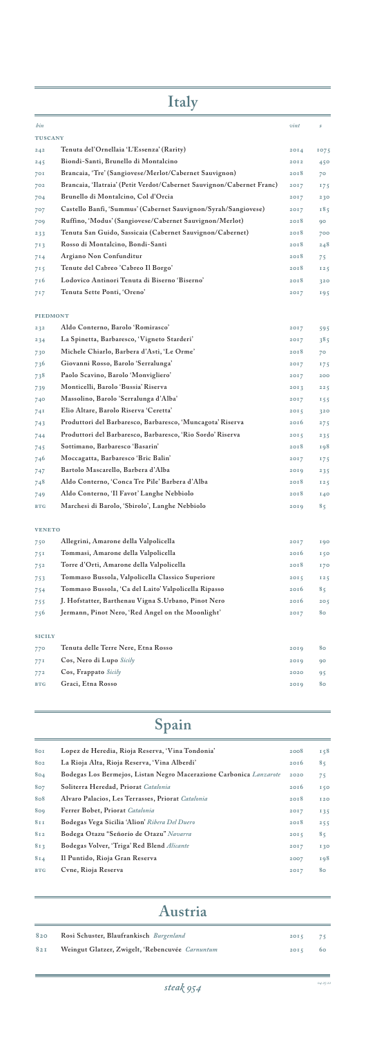# Italy

| bin | | vint | $ |
|---|---|---|---|
| **TUSCANY** | | | |
| 242 | Tenuta del'Ornellaia 'L'Essenza' (Rarity) | 2014 | 1075 |
| 245 | Biondi-Santi, Brunello di Montalcino | 2012 | 450 |
| 701 | Brancaia, 'Tre' (Sangiovese/Merlot/Cabernet Sauvignon) | 2018 | 70 |
| 702 | Brancaia, 'Ilatraia' (Petit Verdot/Cabernet Sauvignon/Cabernet Franc) | 2017 | 175 |
| 704 | Brunello di Montalcino, Col d'Orcia | 2017 | 230 |
| 707 | Castello Banfi, 'Summus' (Cabernet Sauvignon/Syrah/Sangiovese) | 2017 | 185 |
| 709 | Ruffino, 'Modus' (Sangiovese/Cabernet Sauvignon/Merlot) | 2018 | 90 |
| 233 | Tenuta San Guido, Sassicaia (Cabernet Sauvignon/Cabernet) | 2018 | 700 |
| 713 | Rosso di Montalcino, Bondi-Santi | 2018 | 248 |
| 714 | Argiano Non Confunditur | 2018 | 75 |
| 715 | Tenute del Cabreo 'Cabreo Il Borgo' | 2018 | 125 |
| 716 | Lodovico Antinori Tenuta di Biserno 'Biserno' | 2018 | 320 |
| 717 | Tenuta Sette Ponti, 'Oreno' | 2017 | 195 |
| **PIEDMONT** | | | |
| 232 | Aldo Conterno, Barolo 'Romirasco' | 2017 | 595 |
| 234 | La Spinetta, Barbaresco, 'Vigneto Starderi' | 2017 | 385 |
| 730 | Michele Chiarlo, Barbera d'Asti, 'Le Orme' | 2018 | 70 |
| 736 | Giovanni Rosso, Barolo 'Serralunga' | 2017 | 175 |
| 738 | Paolo Scavino, Barolo 'Monvigliero' | 2017 | 200 |
| 739 | Monticelli, Barolo 'Bussia' Riserva | 2013 | 225 |
| 740 | Massolino, Barolo 'Serralunga d'Alba' | 2017 | 155 |
| 741 | Elio Altare, Barolo Riserva 'Ceretta' | 2015 | 320 |
| 743 | Produttori del Barbaresco, Barbaresco, 'Muncagota' Riserva | 2016 | 275 |
| 744 | Produttori del Barbaresco, Barbaresco, 'Rio Sordo' Riserva | 2015 | 235 |
| 745 | Sottimano, Barbaresco 'Basarin' | 2018 | 198 |
| 746 | Moccagatta, Barbaresco 'Bric Balin' | 2017 | 175 |
| 747 | Bartolo Mascarello, Barbera d'Alba | 2019 | 235 |
| 748 | Aldo Conterno, 'Conca Tre Pile' Barbera d'Alba | 2018 | 125 |
| 749 | Aldo Conterno, 'Il Favot' Langhe Nebbiolo | 2018 | 140 |
| BTG | Marchesi di Barolo, 'Sbirolo', Langhe Nebbiolo | 2019 | 85 |
| **VENETO** | | | |
| 750 | Allegrini, Amarone della Valpolicella | 2017 | 190 |
| 751 | Tommasi, Amarone della Valpolicella | 2016 | 150 |
| 752 | Torre d'Orti, Amarone della Valpolicella | 2018 | 170 |
| 753 | Tommaso Bussola, Valpolicella Classico Superiore | 2015 | 125 |
| 754 | Tommaso Bussola, 'Ca del Laito' Valpolicella Ripasso | 2016 | 85 |
| 755 | J. Hofstatter, Barthenau Vigna S.Urbano, Pinot Nero | 2016 | 205 |
| 756 | Jermann, Pinot Nero, 'Red Angel on the Moonlight' | 2017 | 80 |
| **SICILY** | | | |
| 770 | Tenuta delle Terre Nere, Etna Rosso | 2019 | 80 |
| 771 | Cos, Nero di Lupo *Sicily* | 2019 | 90 |
| 772 | Cos, Frappato *Sicily* | 2020 | 95 |
| BTG | Graci, Etna Rosso | 2019 | 80 |

# Spain

| | | | |
|---|---|---|---|
| 801 | Lopez de Heredia, Rioja Reserva, 'Vina Tondonia' | 2008 | 158 |
| 802 | La Rioja Alta, Rioja Reserva, 'Vina Alberdi' | 2016 | 85 |
| 804 | Bodegas Los Bermejos, Listan Negro Macerazione Carbonica *Lanzarote* | 2020 | 75 |
| 807 | Soliterra Heredad, Priorat *Catalonia* | 2016 | 150 |
| 808 | Alvaro Palacios, Les Terrasses, Priorat *Catalonia* | 2018 | 120 |
| 809 | Ferrer Bobet, Priorat *Catalonia* | 2017 | 135 |
| 811 | Bodegas Vega Sicilia 'Alion' *Ribera Del Duero* | 2018 | 255 |
| 812 | Bodega Otazu "Señorio de Otazu" *Navarra* | 2015 | 85 |
| 813 | Bodegas Volver, 'Triga' Red Blend *Alicante* | 2017 | 130 |
| 814 | Il Puntido, Rioja Gran Reserva | 2007 | 198 |
| BTG | Cvne, Rioja Reserva | 2017 | 80 |

# Austria

| | | | |
|---|---|---|---|
| 820 | Rosi Schuster, Blaufrankisch *Burgenland* | 2015 | 75 |
| 821 | Weingut Glatzer, Zwigelt, 'Rebencuvée *Carnuntum* | 2015 | 60 |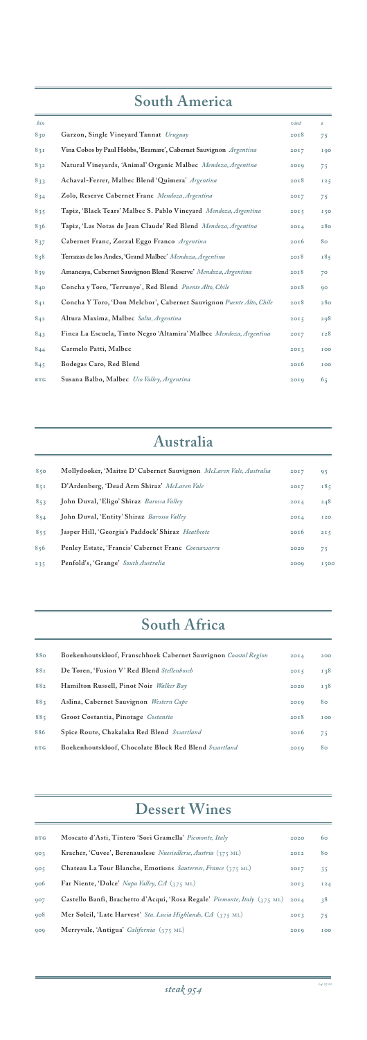## South America

| bin | | vint | $ |
|---|---|---|---|
| 830 | **Garzon, Single Vineyard Tannat** *Uruguay* | 2018 | 75 |
| 831 | **Vina Cobos by Paul Hobbs, 'Bramare', Cabernet Sauvignon** *Argentina* | 2017 | 190 |
| 832 | **Natural Vineyards, 'Animal' Organic Malbec** *Mendoza, Argentina* | 2019 | 75 |
| 833 | **Achaval-Ferrer, Malbec Blend 'Quimera'** *Argentina* | 2018 | 125 |
| 834 | **Zolo, Reserve Cabernet Franc** *Mendoza, Argentina* | 2017 | 75 |
| 835 | **Tapiz, 'Black Tears' Malbec S. Pablo Vineyard** *Mendoza, Argentina* | 2015 | 150 |
| 836 | **Tapiz, 'Las Notas de Jean Claude' Red Blend** *Mendoza, Argentina* | 2014 | 280 |
| 837 | **Cabernet Franc, Zorzal Eggo Franco** *Argentina* | 2016 | 80 |
| 838 | **Terrazas de los Andes, 'Grand Malbec'** *Mendoza, Argentina* | 2018 | 185 |
| 839 | **Amancaya, Cabernet Sauvignon Blend 'Reserve'** *Mendoza, Argentina* | 2018 | 70 |
| 840 | **Concha y Toro, 'Terrunyo', Red Blend** *Puente Alto, Chile* | 2018 | 90 |
| 841 | **Concha Y Toro, 'Don Melchor', Cabernet Sauvignon** *Puente Alto, Chile* | 2018 | 280 |
| 842 | **Altura Maxima, Malbec** *Salta, Argentina* | 2015 | 298 |
| 843 | **Finca La Escuela, Tinto Negro 'Altamira' Malbec** *Mendoza, Argentina* | 2017 | 128 |
| 844 | **Carmelo Patti, Malbec** | 2013 | 100 |
| 845 | **Bodegas Caro, Red Blend** | 2016 | 100 |
| BTG | **Susana Balbo, Malbec** *Uco Valley, Argentina* | 2019 | 65 |

## Australia

| | | | |
|---|---|---|---|
| 850 | **Mollydooker, 'Maitre D' Cabernet Sauvignon** *McLaren Vale, Australia* | 2017 | 95 |
| 851 | **D'Ardenberg, 'Dead Arm Shiraz'** *McLaren Vale* | 2017 | 185 |
| 853 | **John Duval, 'Eligo' Shiraz** *Barossa Valley* | 2014 | 248 |
| 854 | **John Duval, 'Entity' Shiraz** *Barossa Valley* | 2014 | 120 |
| 855 | **Jasper Hill, 'Georgia's Paddock' Shiraz** *Heathcote* | 2016 | 215 |
| 856 | **Penley Estate, 'Francis' Cabernet Franc** *Coonawarra* | 2020 | 75 |
| 235 | **Penfold's, 'Grange'** *South Australia* | 2009 | 1500 |

## South Africa

| | | | |
|---|---|---|---|
| 880 | **Boekenhoutskloof, Franschhoek Cabernet Sauvignon** *Coastal Region* | 2014 | 200 |
| 881 | **De Toren, 'Fusion V' Red Blend** *Stellenbosch* | 2015 | 138 |
| 882 | **Hamilton Russell, Pinot Noir** *Walker Bay* | 2020 | 138 |
| 883 | **Aslina, Cabernet Sauvignon** *Western Cape* | 2019 | 80 |
| 885 | **Groot Constantia, Pinotage** *Constantia* | 2018 | 100 |
| 886 | **Spice Route, Chakalaka Red Blend** *Swartland* | 2016 | 75 |
| BTG | **Boekenhoutskloof, Chocolate Block Red Blend** *Swartland* | 2019 | 80 |

## Dessert Wines

| | | | |
|---|---|---|---|
| BTG | **Moscato d'Asti, Tintero 'Sori Gramella'** *Piemonte, Italy* | 2020 | 60 |
| 903 | **Kracher, 'Cuvee', Berenauslese** *Nuesiedlerse, Austria* (375 ML) | 2012 | 80 |
| 905 | **Chateau La Tour Blanche, Emotions** *Sauternes, France* (375 ML) | 2017 | 35 |
| 906 | **Far Niente, 'Dolce'** *Napa Valley, CA* (375 ML) | 2013 | 124 |
| 907 | **Castello Banfi, Brachetto d'Acqui, 'Rosa Regale'** *Piemonte, Italy* (375 ML) | 2014 | 38 |
| 908 | **Mer Soleil, 'Late Harvest'** *Sta. Lucia Highlands, CA* (375 ML) | 2013 | 75 |
| 909 | **Merryvale, 'Antigua'** *California* (375 ML) | 2019 | 100 |

*steak 954*